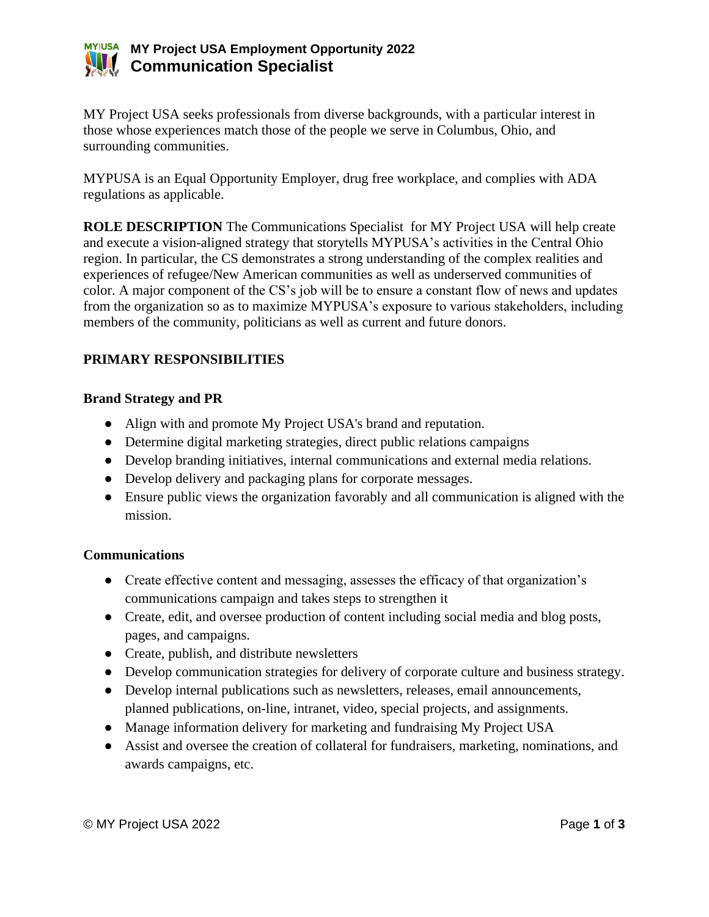# MY Project USA Employment Opportunity 2022
## Communication Specialist

MY Project USA seeks professionals from diverse backgrounds, with a particular interest in those whose experiences match those of the people we serve in Columbus, Ohio, and surrounding communities.

MYPUSA is an Equal Opportunity Employer, drug free workplace, and complies with ADA regulations as applicable.

**ROLE DESCRIPTION** The Communications Specialist for MY Project USA will help create and execute a vision-aligned strategy that storytells MYPUSA's activities in the Central Ohio region. In particular, the CS demonstrates a strong understanding of the complex realities and experiences of refugee/New American communities as well as underserved communities of color. A major component of the CS's job will be to ensure a constant flow of news and updates from the organization so as to maximize MYPUSA's exposure to various stakeholders, including members of the community, politicians as well as current and future donors.

### PRIMARY RESPONSIBILITIES

#### Brand Strategy and PR

- Align with and promote My Project USA's brand and reputation.
- Determine digital marketing strategies, direct public relations campaigns
- Develop branding initiatives, internal communications and external media relations.
- Develop delivery and packaging plans for corporate messages.
- Ensure public views the organization favorably and all communication is aligned with the mission.

#### Communications

- Create effective content and messaging, assesses the efficacy of that organization's communications campaign and takes steps to strengthen it
- Create, edit, and oversee production of content including social media and blog posts, pages, and campaigns.
- Create, publish, and distribute newsletters
- Develop communication strategies for delivery of corporate culture and business strategy.
- Develop internal publications such as newsletters, releases, email announcements, planned publications, on-line, intranet, video, special projects, and assignments.
- Manage information delivery for marketing and fundraising My Project USA
- Assist and oversee the creation of collateral for fundraisers, marketing, nominations, and awards campaigns, etc.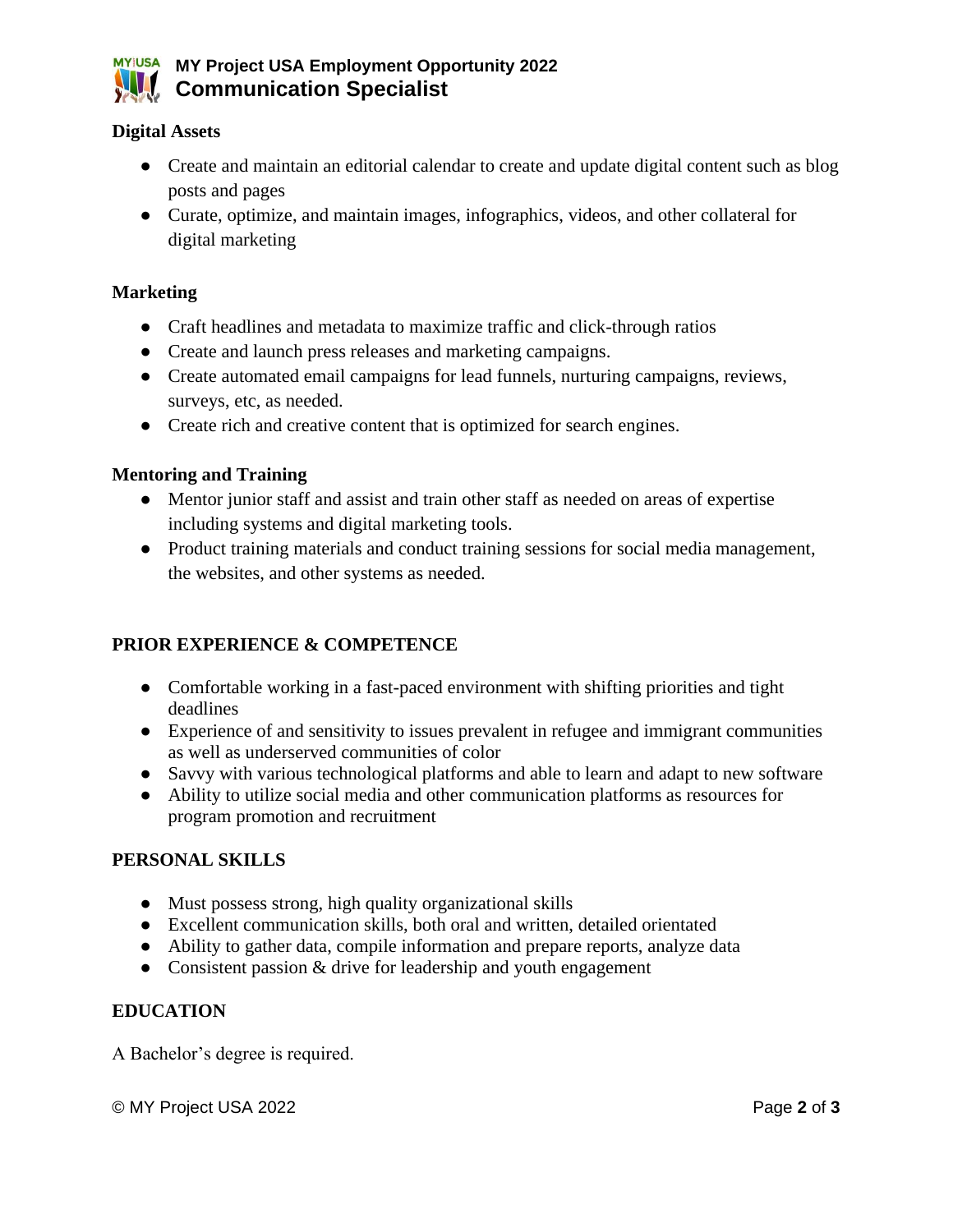**Digital Assets**

- Create and maintain an editorial calendar to create and update digital content such as blog posts and pages
- Curate, optimize, and maintain images, infographics, videos, and other collateral for digital marketing

**Marketing**

- Craft headlines and metadata to maximize traffic and click-through ratios
- Create and launch press releases and marketing campaigns.
- Create automated email campaigns for lead funnels, nurturing campaigns, reviews, surveys, etc, as needed.
- Create rich and creative content that is optimized for search engines.

**Mentoring and Training**

- Mentor junior staff and assist and train other staff as needed on areas of expertise including systems and digital marketing tools.
- Product training materials and conduct training sessions for social media management, the websites, and other systems as needed.

## PRIOR EXPERIENCE & COMPETENCE

- Comfortable working in a fast-paced environment with shifting priorities and tight deadlines
- Experience of and sensitivity to issues prevalent in refugee and immigrant communities as well as underserved communities of color
- Savvy with various technological platforms and able to learn and adapt to new software
- Ability to utilize social media and other communication platforms as resources for program promotion and recruitment

## PERSONAL SKILLS

- Must possess strong, high quality organizational skills
- Excellent communication skills, both oral and written, detailed orientated
- Ability to gather data, compile information and prepare reports, analyze data
- Consistent passion & drive for leadership and youth engagement

## EDUCATION

A Bachelor's degree is required.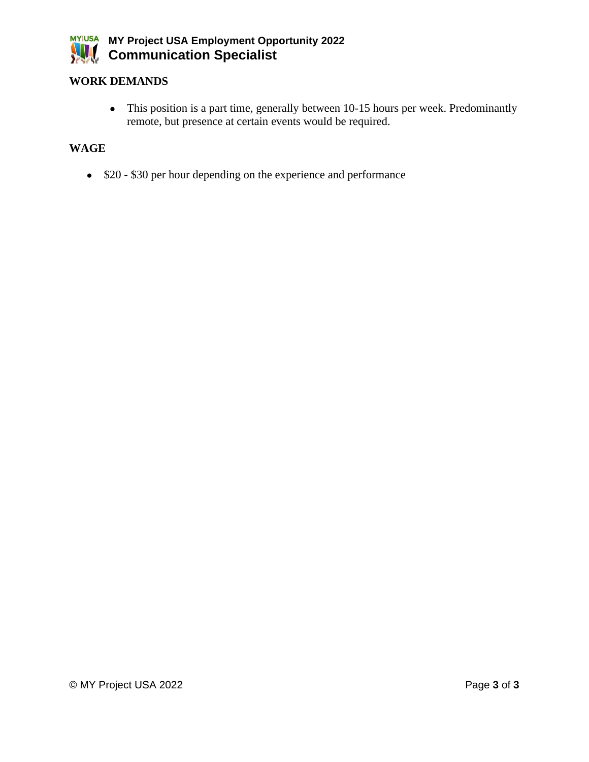## WORK DEMANDS

- This position is a part time, generally between 10-15 hours per week. Predominantly remote, but presence at certain events would be required.

## WAGE

- $20 - $30 per hour depending on the experience and performance